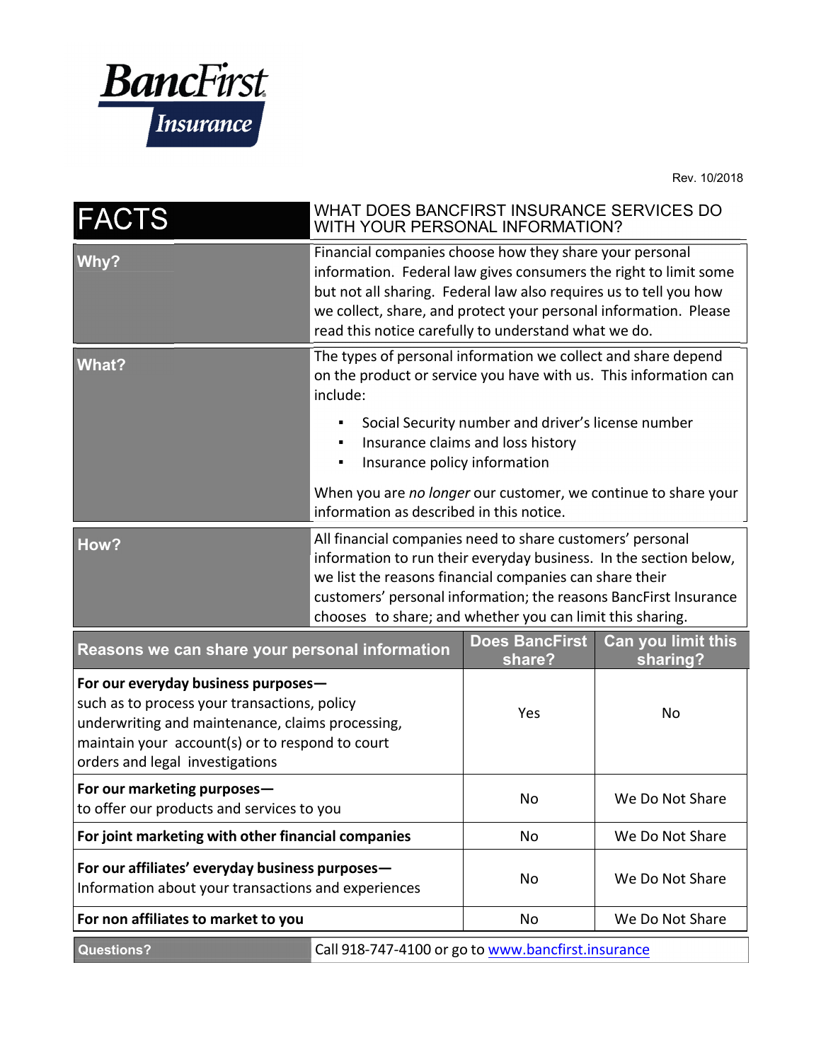**BancFirst Insurance**

Rev. 10/2018

| FACTS | WHAT DOES BANCFIRST INSURANCE SERVICES DO WITH YOUR PERSONAL INFORMATION? |
|---|---|
| **Why?** | Financial companies choose how they share your personal information. Federal law gives consumers the right to limit some but not all sharing. Federal law also requires us to tell you how we collect, share, and protect your personal information. Please read this notice carefully to understand what we do. |
| **What?** | The types of personal information we collect and share depend on the product or service you have with us. This information can include:<br>▪ Social Security number and driver's license number<br>▪ Insurance claims and loss history<br>▪ Insurance policy information<br><br>When you are *no longer* our customer, we continue to share your information as described in this notice. |
| **How?** | All financial companies need to share customers' personal information to run their everyday business. In the section below, we list the reasons financial companies can share their customers' personal information; the reasons BancFirst Insurance chooses to share; and whether you can limit this sharing. |

| Reasons we can share your personal information | Does BancFirst share? | Can you limit this sharing? |
|---|---|---|
| **For our everyday business purposes—** such as to process your transactions, policy underwriting and maintenance, claims processing, maintain your account(s) or to respond to court orders and legal investigations | Yes | No |
| **For our marketing purposes—** to offer our products and services to you | No | We Do Not Share |
| **For joint marketing with other financial companies** | No | We Do Not Share |
| **For our affiliates' everyday business purposes—** Information about your transactions and experiences | No | We Do Not Share |
| **For non affiliates to market to you** | No | We Do Not Share |

| **Questions?** | Call 918-747-4100 or go to [www.bancfirst.insurance](http://www.bancfirst.insurance) |
|---|---|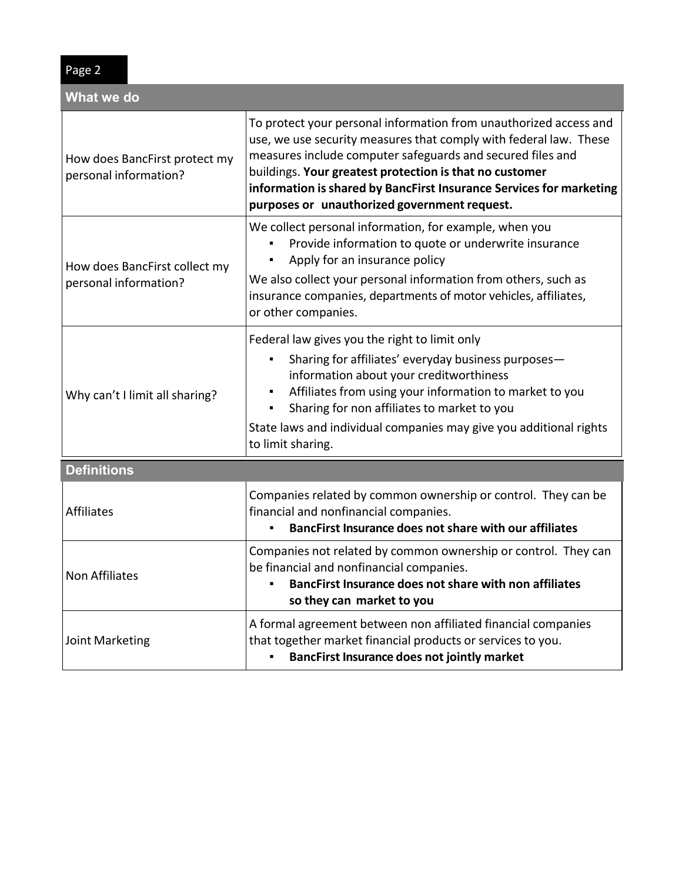| What we do | |
|---|---|
| How does BancFirst protect my personal information? | To protect your personal information from unauthorized access and use, we use security measures that comply with federal law. These measures include computer safeguards and secured files and buildings. **Your greatest protection is that no customer information is shared by BancFirst Insurance Services for marketing purposes or unauthorized government request.** |
| How does BancFirst collect my personal information? | We collect personal information, for example, when you<br>▪ Provide information to quote or underwrite insurance<br>▪ Apply for an insurance policy<br>We also collect your personal information from others, such as insurance companies, departments of motor vehicles, affiliates, or other companies. |
| Why can't I limit all sharing? | Federal law gives you the right to limit only<br>▪ Sharing for affiliates' everyday business purposes—information about your creditworthiness<br>▪ Affiliates from using your information to market to you<br>▪ Sharing for non affiliates to market to you<br>State laws and individual companies may give you additional rights to limit sharing. |

| Definitions | |
|---|---|
| Affiliates | Companies related by common ownership or control. They can be financial and nonfinancial companies.<br>▪ **BancFirst Insurance does not share with our affiliates** |
| Non Affiliates | Companies not related by common ownership or control. They can be financial and nonfinancial companies.<br>▪ **BancFirst Insurance does not share with non affiliates so they can market to you** |
| Joint Marketing | A formal agreement between non affiliated financial companies that together market financial products or services to you.<br>▪ **BancFirst Insurance does not jointly market** |